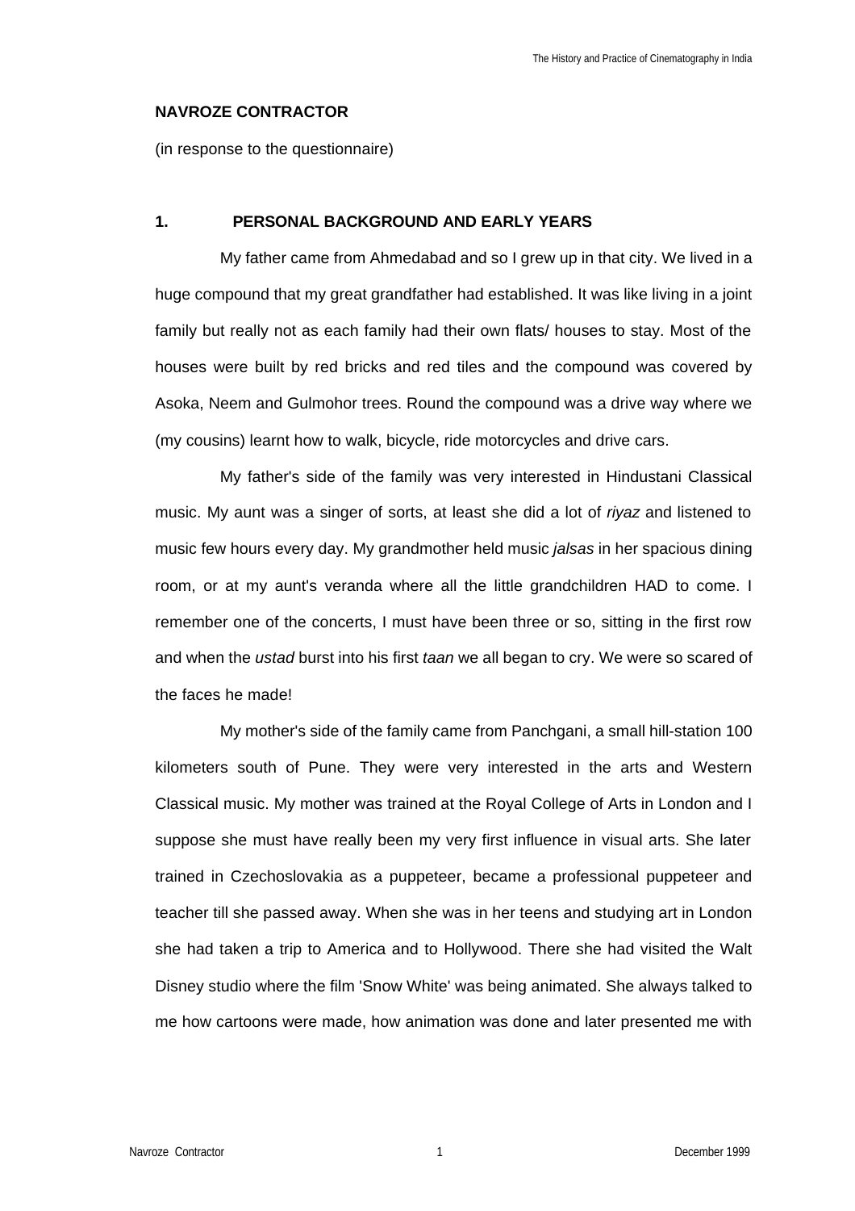**NAVROZE CONTRACTOR**

(in response to the questionnaire)

## 1. PERSONAL BACKGROUND AND EARLY YEARS

My father came from Ahmedabad and so I grew up in that city. We lived in a huge compound that my great grandfather had established. It was like living in a joint family but really not as each family had their own flats/ houses to stay. Most of the houses were built by red bricks and red tiles and the compound was covered by Asoka, Neem and Gulmohor trees. Round the compound was a drive way where we (my cousins) learnt how to walk, bicycle, ride motorcycles and drive cars.

My father's side of the family was very interested in Hindustani Classical music. My aunt was a singer of sorts, at least she did a lot of *riyaz* and listened to music few hours every day. My grandmother held music *jalsas* in her spacious dining room, or at my aunt's veranda where all the little grandchildren HAD to come. I remember one of the concerts, I must have been three or so, sitting in the first row and when the *ustad* burst into his first *taan* we all began to cry. We were so scared of the faces he made!

My mother's side of the family came from Panchgani, a small hill-station 100 kilometers south of Pune. They were very interested in the arts and Western Classical music. My mother was trained at the Royal College of Arts in London and I suppose she must have really been my very first influence in visual arts. She later trained in Czechoslovakia as a puppeteer, became a professional puppeteer and teacher till she passed away. When she was in her teens and studying art in London she had taken a trip to America and to Hollywood. There she had visited the Walt Disney studio where the film 'Snow White' was being animated. She always talked to me how cartoons were made, how animation was done and later presented me with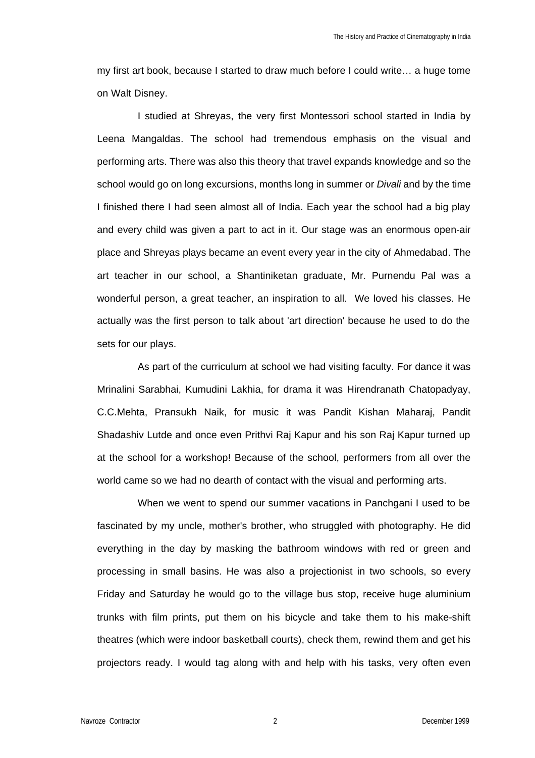my first art book, because I started to draw much before I could write… a huge tome on Walt Disney.

I studied at Shreyas, the very first Montessori school started in India by Leena Mangaldas. The school had tremendous emphasis on the visual and performing arts. There was also this theory that travel expands knowledge and so the school would go on long excursions, months long in summer or *Divali* and by the time I finished there I had seen almost all of India. Each year the school had a big play and every child was given a part to act in it. Our stage was an enormous open-air place and Shreyas plays became an event every year in the city of Ahmedabad. The art teacher in our school, a Shantiniketan graduate, Mr. Purnendu Pal was a wonderful person, a great teacher, an inspiration to all. We loved his classes. He actually was the first person to talk about 'art direction' because he used to do the sets for our plays.

As part of the curriculum at school we had visiting faculty. For dance it was Mrinalini Sarabhai, Kumudini Lakhia, for drama it was Hirendranath Chatopadyay, C.C.Mehta, Pransukh Naik, for music it was Pandit Kishan Maharaj, Pandit Shadashiv Lutde and once even Prithvi Raj Kapur and his son Raj Kapur turned up at the school for a workshop! Because of the school, performers from all over the world came so we had no dearth of contact with the visual and performing arts.

When we went to spend our summer vacations in Panchgani I used to be fascinated by my uncle, mother's brother, who struggled with photography. He did everything in the day by masking the bathroom windows with red or green and processing in small basins. He was also a projectionist in two schools, so every Friday and Saturday he would go to the village bus stop, receive huge aluminium trunks with film prints, put them on his bicycle and take them to his make-shift theatres (which were indoor basketball courts), check them, rewind them and get his projectors ready. I would tag along with and help with his tasks, very often even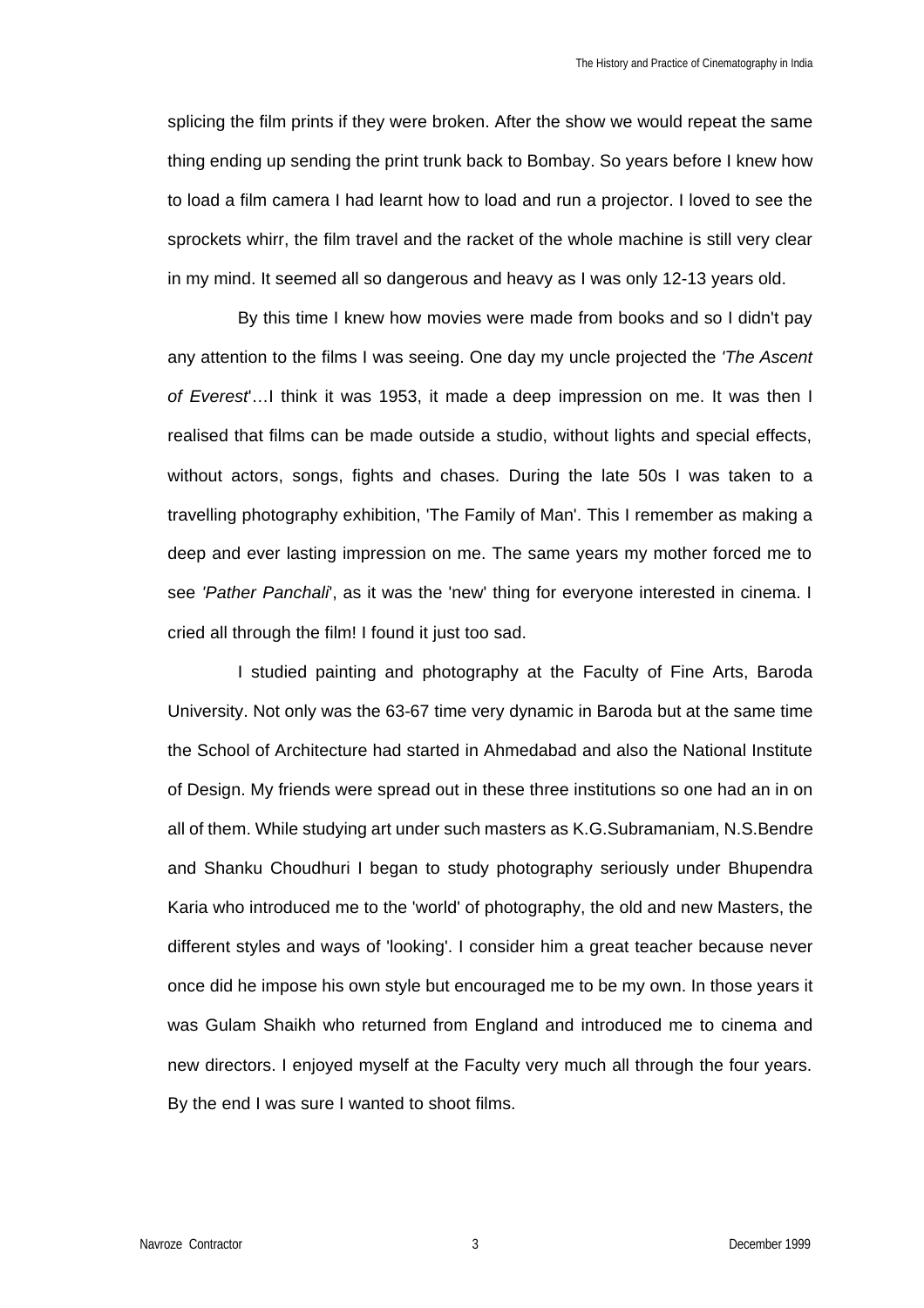splicing the film prints if they were broken. After the show we would repeat the same thing ending up sending the print trunk back to Bombay. So years before I knew how to load a film camera I had learnt how to load and run a projector. I loved to see the sprockets whirr, the film travel and the racket of the whole machine is still very clear in my mind. It seemed all so dangerous and heavy as I was only 12-13 years old.

By this time I knew how movies were made from books and so I didn't pay any attention to the films I was seeing. One day my uncle projected the *'The Ascent of Everest*'…I think it was 1953, it made a deep impression on me. It was then I realised that films can be made outside a studio, without lights and special effects, without actors, songs, fights and chases. During the late 50s I was taken to a travelling photography exhibition, 'The Family of Man'. This I remember as making a deep and ever lasting impression on me. The same years my mother forced me to see *'Pather Panchali*', as it was the 'new' thing for everyone interested in cinema. I cried all through the film! I found it just too sad.

I studied painting and photography at the Faculty of Fine Arts, Baroda University. Not only was the 63-67 time very dynamic in Baroda but at the same time the School of Architecture had started in Ahmedabad and also the National Institute of Design. My friends were spread out in these three institutions so one had an in on all of them. While studying art under such masters as K.G.Subramaniam, N.S.Bendre and Shanku Choudhuri I began to study photography seriously under Bhupendra Karia who introduced me to the 'world' of photography, the old and new Masters, the different styles and ways of 'looking'. I consider him a great teacher because never once did he impose his own style but encouraged me to be my own. In those years it was Gulam Shaikh who returned from England and introduced me to cinema and new directors. I enjoyed myself at the Faculty very much all through the four years. By the end I was sure I wanted to shoot films.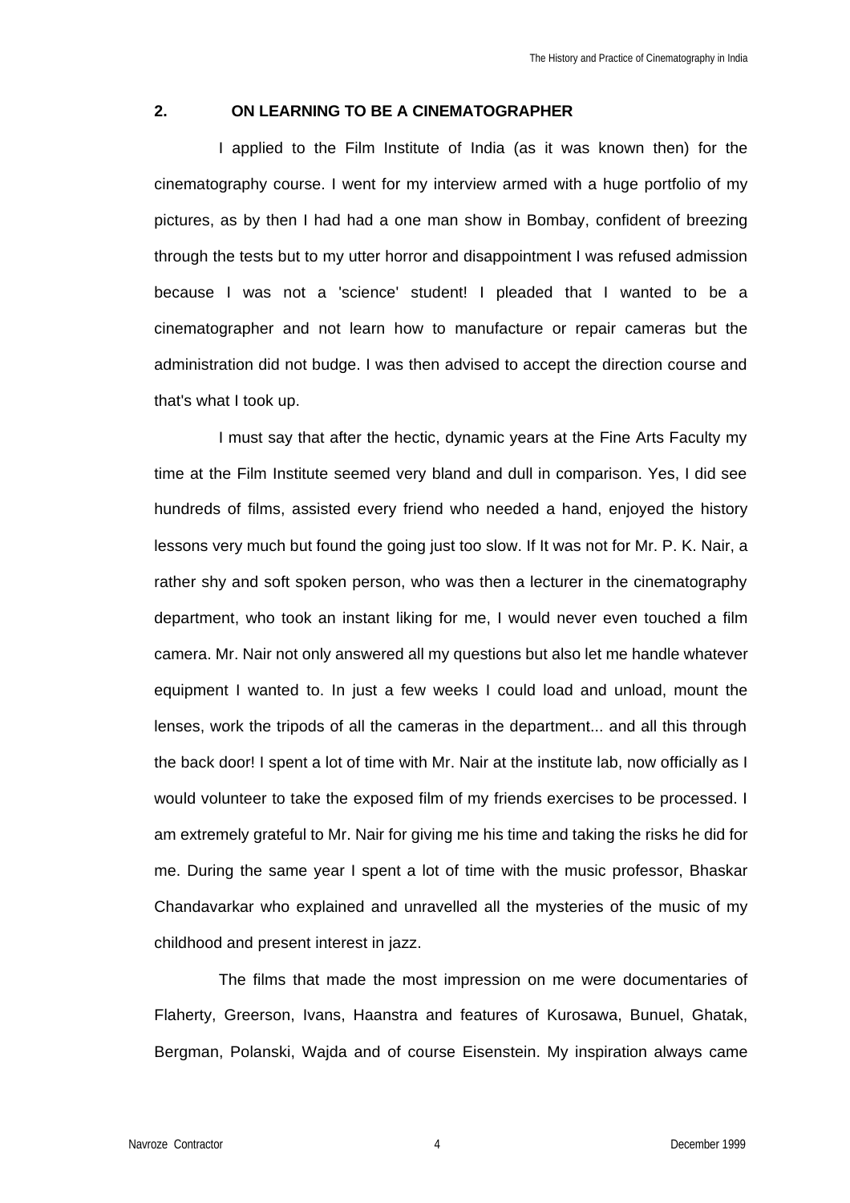## 2. ON LEARNING TO BE A CINEMATOGRAPHER

I applied to the Film Institute of India (as it was known then) for the cinematography course. I went for my interview armed with a huge portfolio of my pictures, as by then I had had a one man show in Bombay, confident of breezing through the tests but to my utter horror and disappointment I was refused admission because I was not a 'science' student! I pleaded that I wanted to be a cinematographer and not learn how to manufacture or repair cameras but the administration did not budge. I was then advised to accept the direction course and that's what I took up.

I must say that after the hectic, dynamic years at the Fine Arts Faculty my time at the Film Institute seemed very bland and dull in comparison. Yes, I did see hundreds of films, assisted every friend who needed a hand, enjoyed the history lessons very much but found the going just too slow. If It was not for Mr. P. K. Nair, a rather shy and soft spoken person, who was then a lecturer in the cinematography department, who took an instant liking for me, I would never even touched a film camera. Mr. Nair not only answered all my questions but also let me handle whatever equipment I wanted to. In just a few weeks I could load and unload, mount the lenses, work the tripods of all the cameras in the department... and all this through the back door! I spent a lot of time with Mr. Nair at the institute lab, now officially as I would volunteer to take the exposed film of my friends exercises to be processed. I am extremely grateful to Mr. Nair for giving me his time and taking the risks he did for me. During the same year I spent a lot of time with the music professor, Bhaskar Chandavarkar who explained and unravelled all the mysteries of the music of my childhood and present interest in jazz.

The films that made the most impression on me were documentaries of Flaherty, Greerson, Ivans, Haanstra and features of Kurosawa, Bunuel, Ghatak, Bergman, Polanski, Wajda and of course Eisenstein. My inspiration always came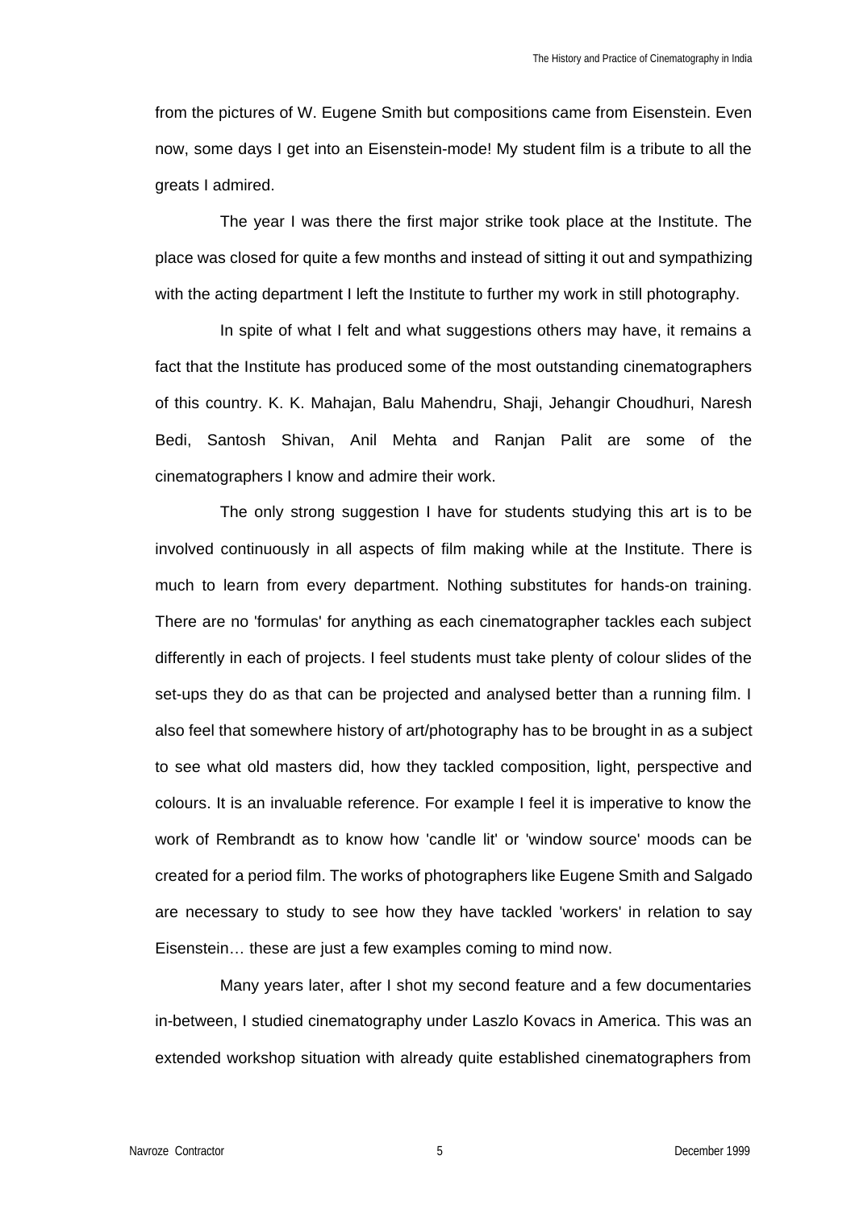from the pictures of W. Eugene Smith but compositions came from Eisenstein. Even now, some days I get into an Eisenstein-mode! My student film is a tribute to all the greats I admired.

The year I was there the first major strike took place at the Institute. The place was closed for quite a few months and instead of sitting it out and sympathizing with the acting department I left the Institute to further my work in still photography.

In spite of what I felt and what suggestions others may have, it remains a fact that the Institute has produced some of the most outstanding cinematographers of this country. K. K. Mahajan, Balu Mahendru, Shaji, Jehangir Choudhuri, Naresh Bedi, Santosh Shivan, Anil Mehta and Ranjan Palit are some of the cinematographers I know and admire their work.

The only strong suggestion I have for students studying this art is to be involved continuously in all aspects of film making while at the Institute. There is much to learn from every department. Nothing substitutes for hands-on training. There are no 'formulas' for anything as each cinematographer tackles each subject differently in each of projects. I feel students must take plenty of colour slides of the set-ups they do as that can be projected and analysed better than a running film. I also feel that somewhere history of art/photography has to be brought in as a subject to see what old masters did, how they tackled composition, light, perspective and colours. It is an invaluable reference. For example I feel it is imperative to know the work of Rembrandt as to know how 'candle lit' or 'window source' moods can be created for a period film. The works of photographers like Eugene Smith and Salgado are necessary to study to see how they have tackled 'workers' in relation to say Eisenstein… these are just a few examples coming to mind now.

Many years later, after I shot my second feature and a few documentaries in-between, I studied cinematography under Laszlo Kovacs in America. This was an extended workshop situation with already quite established cinematographers from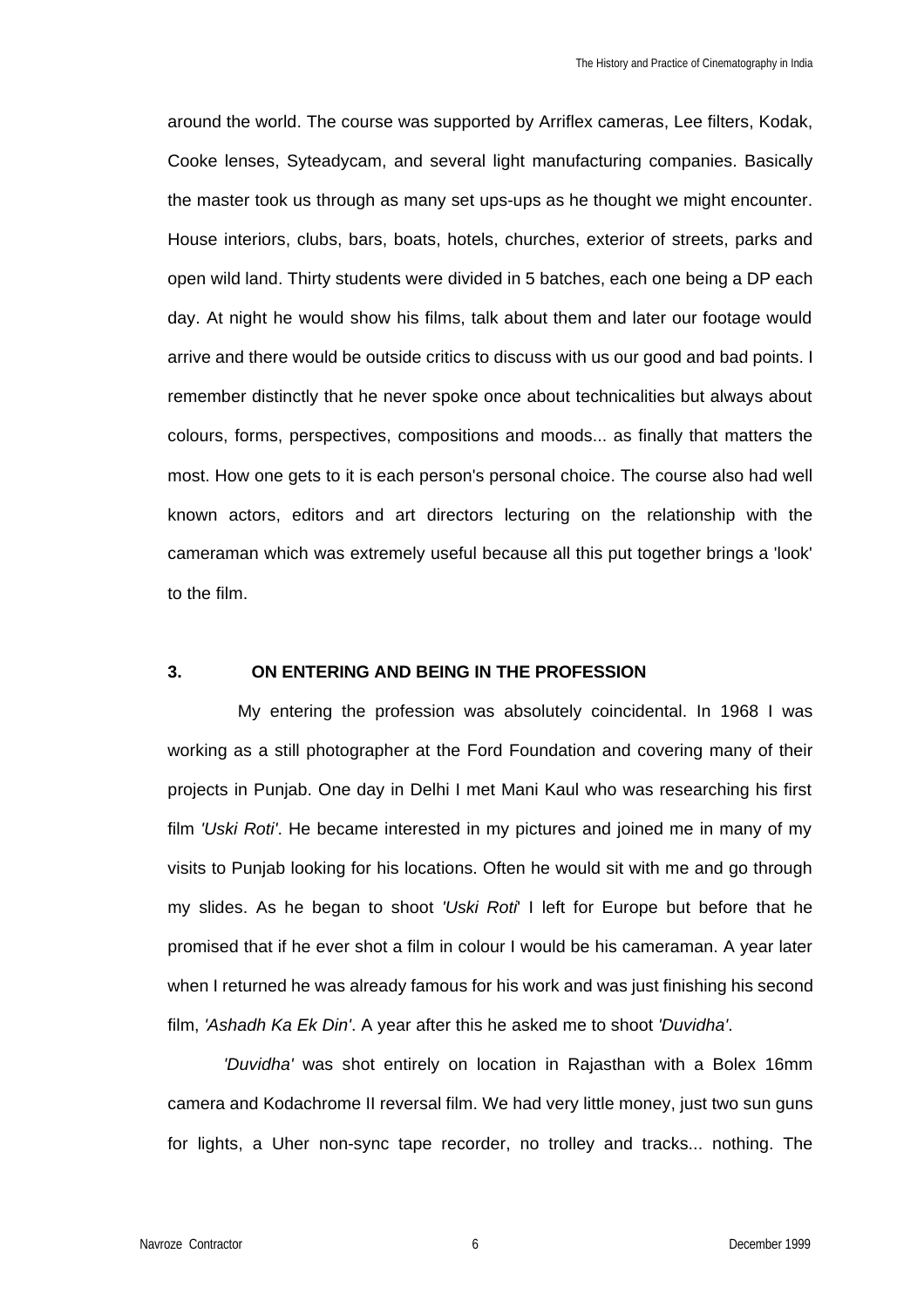around the world. The course was supported by Arriflex cameras, Lee filters, Kodak, Cooke lenses, Syteadycam, and several light manufacturing companies. Basically the master took us through as many set ups-ups as he thought we might encounter. House interiors, clubs, bars, boats, hotels, churches, exterior of streets, parks and open wild land. Thirty students were divided in 5 batches, each one being a DP each day. At night he would show his films, talk about them and later our footage would arrive and there would be outside critics to discuss with us our good and bad points. I remember distinctly that he never spoke once about technicalities but always about colours, forms, perspectives, compositions and moods... as finally that matters the most. How one gets to it is each person's personal choice. The course also had well known actors, editors and art directors lecturing on the relationship with the cameraman which was extremely useful because all this put together brings a 'look' to the film.

## 3. ON ENTERING AND BEING IN THE PROFESSION

My entering the profession was absolutely coincidental. In 1968 I was working as a still photographer at the Ford Foundation and covering many of their projects in Punjab. One day in Delhi I met Mani Kaul who was researching his first film *'Uski Roti'*. He became interested in my pictures and joined me in many of my visits to Punjab looking for his locations. Often he would sit with me and go through my slides. As he began to shoot *'Uski Roti*' I left for Europe but before that he promised that if he ever shot a film in colour I would be his cameraman. A year later when I returned he was already famous for his work and was just finishing his second film, *'Ashadh Ka Ek Din'*. A year after this he asked me to shoot *'Duvidha'*.

*'Duvidha'* was shot entirely on location in Rajasthan with a Bolex 16mm camera and Kodachrome II reversal film. We had very little money, just two sun guns for lights, a Uher non-sync tape recorder, no trolley and tracks... nothing. The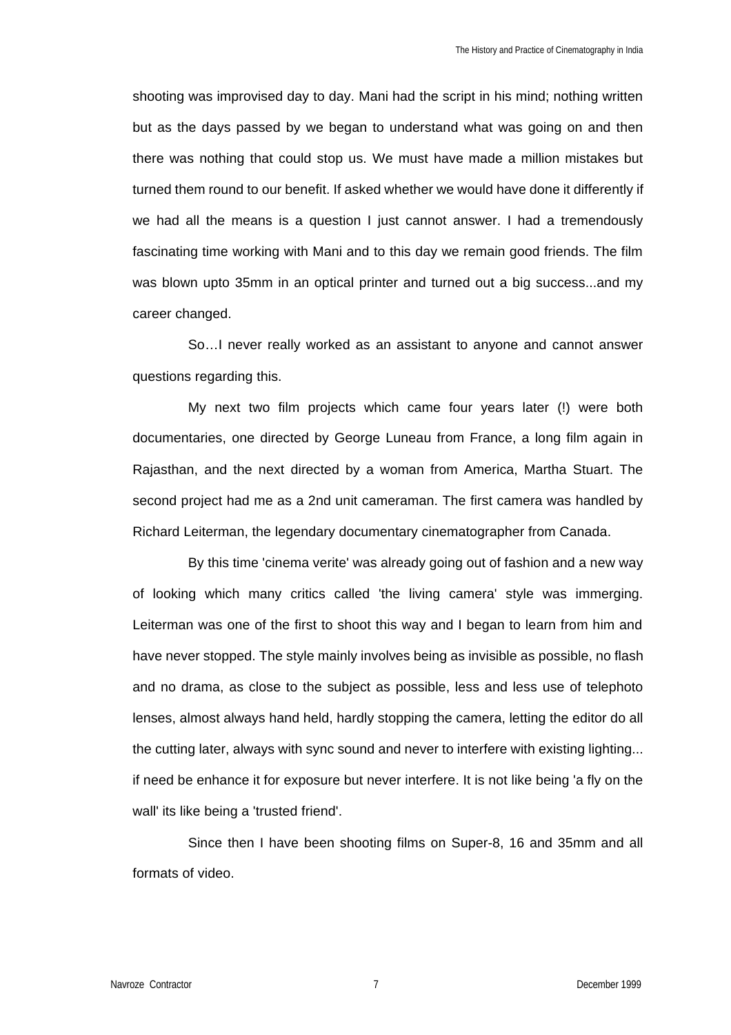shooting was improvised day to day. Mani had the script in his mind; nothing written but as the days passed by we began to understand what was going on and then there was nothing that could stop us. We must have made a million mistakes but turned them round to our benefit. If asked whether we would have done it differently if we had all the means is a question I just cannot answer. I had a tremendously fascinating time working with Mani and to this day we remain good friends. The film was blown upto 35mm in an optical printer and turned out a big success...and my career changed.

So…I never really worked as an assistant to anyone and cannot answer questions regarding this.

My next two film projects which came four years later (!) were both documentaries, one directed by George Luneau from France, a long film again in Rajasthan, and the next directed by a woman from America, Martha Stuart. The second project had me as a 2nd unit cameraman. The first camera was handled by Richard Leiterman, the legendary documentary cinematographer from Canada.

By this time 'cinema verite' was already going out of fashion and a new way of looking which many critics called 'the living camera' style was immerging. Leiterman was one of the first to shoot this way and I began to learn from him and have never stopped. The style mainly involves being as invisible as possible, no flash and no drama, as close to the subject as possible, less and less use of telephoto lenses, almost always hand held, hardly stopping the camera, letting the editor do all the cutting later, always with sync sound and never to interfere with existing lighting... if need be enhance it for exposure but never interfere. It is not like being 'a fly on the wall' its like being a 'trusted friend'.

Since then I have been shooting films on Super-8, 16 and 35mm and all formats of video.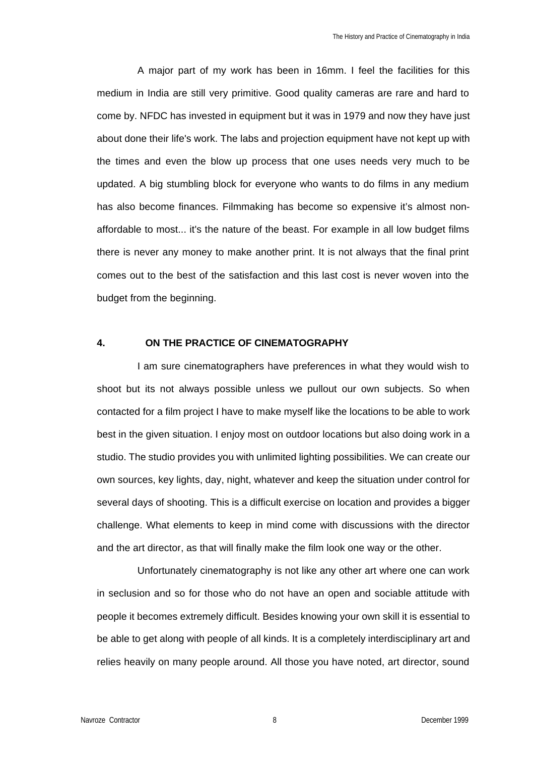A major part of my work has been in 16mm. I feel the facilities for this medium in India are still very primitive. Good quality cameras are rare and hard to come by. NFDC has invested in equipment but it was in 1979 and now they have just about done their life's work. The labs and projection equipment have not kept up with the times and even the blow up process that one uses needs very much to be updated. A big stumbling block for everyone who wants to do films in any medium has also become finances. Filmmaking has become so expensive it's almost non-affordable to most... it's the nature of the beast. For example in all low budget films there is never any money to make another print. It is not always that the final print comes out to the best of the satisfaction and this last cost is never woven into the budget from the beginning.

## 4. ON THE PRACTICE OF CINEMATOGRAPHY

I am sure cinematographers have preferences in what they would wish to shoot but its not always possible unless we pullout our own subjects. So when contacted for a film project I have to make myself like the locations to be able to work best in the given situation. I enjoy most on outdoor locations but also doing work in a studio. The studio provides you with unlimited lighting possibilities. We can create our own sources, key lights, day, night, whatever and keep the situation under control for several days of shooting. This is a difficult exercise on location and provides a bigger challenge. What elements to keep in mind come with discussions with the director and the art director, as that will finally make the film look one way or the other.

Unfortunately cinematography is not like any other art where one can work in seclusion and so for those who do not have an open and sociable attitude with people it becomes extremely difficult. Besides knowing your own skill it is essential to be able to get along with people of all kinds. It is a completely interdisciplinary art and relies heavily on many people around. All those you have noted, art director, sound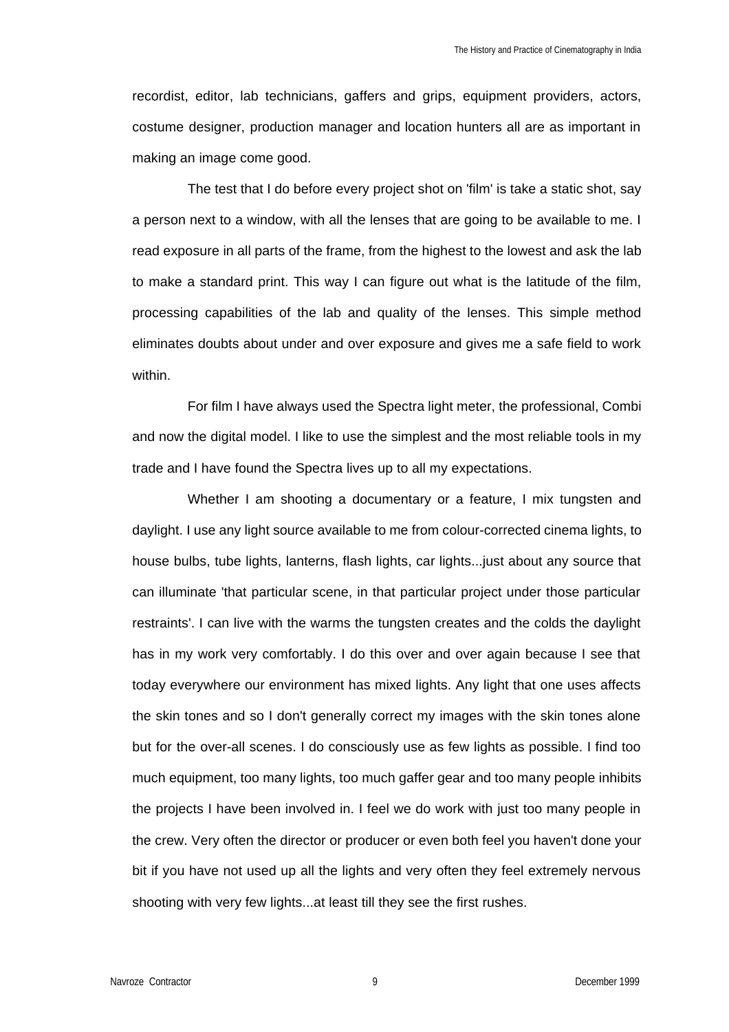recordist, editor, lab technicians, gaffers and grips, equipment providers, actors, costume designer, production manager and location hunters all are as important in making an image come good.

The test that I do before every project shot on 'film' is take a static shot, say a person next to a window, with all the lenses that are going to be available to me. I read exposure in all parts of the frame, from the highest to the lowest and ask the lab to make a standard print. This way I can figure out what is the latitude of the film, processing capabilities of the lab and quality of the lenses. This simple method eliminates doubts about under and over exposure and gives me a safe field to work within.

For film I have always used the Spectra light meter, the professional, Combi and now the digital model. I like to use the simplest and the most reliable tools in my trade and I have found the Spectra lives up to all my expectations.

Whether I am shooting a documentary or a feature, I mix tungsten and daylight. I use any light source available to me from colour-corrected cinema lights, to house bulbs, tube lights, lanterns, flash lights, car lights...just about any source that can illuminate 'that particular scene, in that particular project under those particular restraints'. I can live with the warms the tungsten creates and the colds the daylight has in my work very comfortably. I do this over and over again because I see that today everywhere our environment has mixed lights. Any light that one uses affects the skin tones and so I don't generally correct my images with the skin tones alone but for the over-all scenes. I do consciously use as few lights as possible. I find too much equipment, too many lights, too much gaffer gear and too many people inhibits the projects I have been involved in. I feel we do work with just too many people in the crew. Very often the director or producer or even both feel you haven't done your bit if you have not used up all the lights and very often they feel extremely nervous shooting with very few lights...at least till they see the first rushes.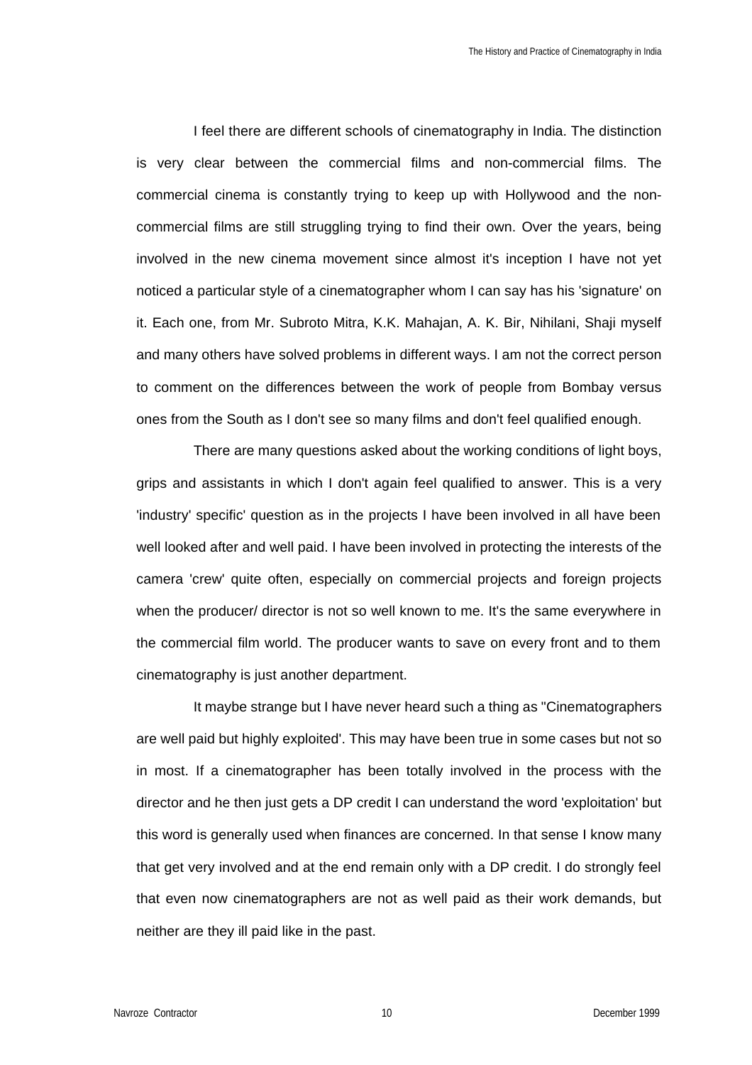I feel there are different schools of cinematography in India. The distinction is very clear between the commercial films and non-commercial films. The commercial cinema is constantly trying to keep up with Hollywood and the non-commercial films are still struggling trying to find their own. Over the years, being involved in the new cinema movement since almost it's inception I have not yet noticed a particular style of a cinematographer whom I can say has his 'signature' on it. Each one, from Mr. Subroto Mitra, K.K. Mahajan, A. K. Bir, Nihilani, Shaji myself and many others have solved problems in different ways. I am not the correct person to comment on the differences between the work of people from Bombay versus ones from the South as I don't see so many films and don't feel qualified enough.

There are many questions asked about the working conditions of light boys, grips and assistants in which I don't again feel qualified to answer. This is a very 'industry' specific' question as in the projects I have been involved in all have been well looked after and well paid. I have been involved in protecting the interests of the camera 'crew' quite often, especially on commercial projects and foreign projects when the producer/ director is not so well known to me. It's the same everywhere in the commercial film world. The producer wants to save on every front and to them cinematography is just another department.

It maybe strange but I have never heard such a thing as "Cinematographers are well paid but highly exploited'. This may have been true in some cases but not so in most. If a cinematographer has been totally involved in the process with the director and he then just gets a DP credit I can understand the word 'exploitation' but this word is generally used when finances are concerned. In that sense I know many that get very involved and at the end remain only with a DP credit. I do strongly feel that even now cinematographers are not as well paid as their work demands, but neither are they ill paid like in the past.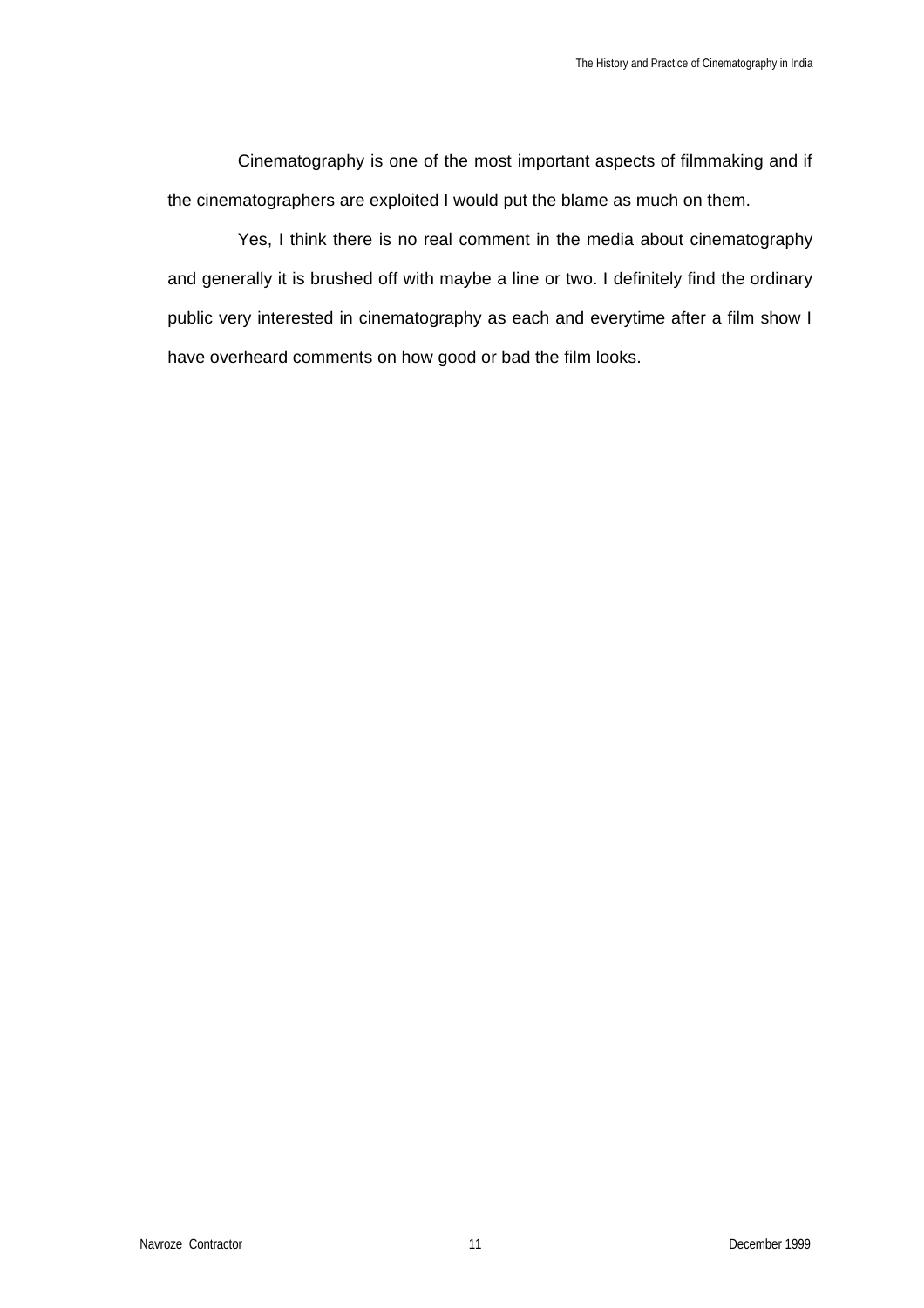Cinematography is one of the most important aspects of filmmaking and if the cinematographers are exploited I would put the blame as much on them.

Yes, I think there is no real comment in the media about cinematography and generally it is brushed off with maybe a line or two. I definitely find the ordinary public very interested in cinematography as each and everytime after a film show I have overheard comments on how good or bad the film looks.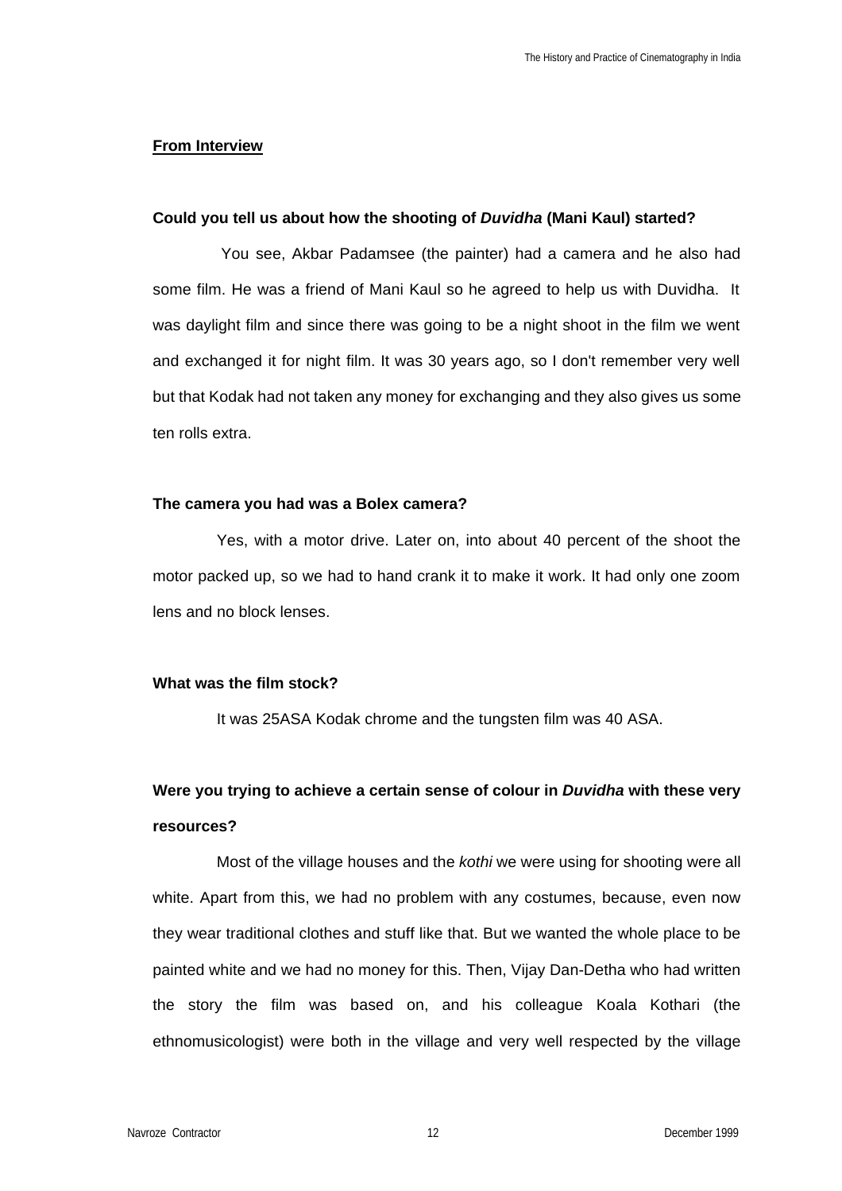**From Interview**

**Could you tell us about how the shooting of *Duvidha* (Mani Kaul) started?**

You see, Akbar Padamsee (the painter) had a camera and he also had some film. He was a friend of Mani Kaul so he agreed to help us with Duvidha. It was daylight film and since there was going to be a night shoot in the film we went and exchanged it for night film. It was 30 years ago, so I don't remember very well but that Kodak had not taken any money for exchanging and they also gives us some ten rolls extra.

**The camera you had was a Bolex camera?**

Yes, with a motor drive. Later on, into about 40 percent of the shoot the motor packed up, so we had to hand crank it to make it work. It had only one zoom lens and no block lenses.

**What was the film stock?**

It was 25ASA Kodak chrome and the tungsten film was 40 ASA.

**Were you trying to achieve a certain sense of colour in *Duvidha* with these very resources?**

Most of the village houses and the *kothi* we were using for shooting were all white. Apart from this, we had no problem with any costumes, because, even now they wear traditional clothes and stuff like that. But we wanted the whole place to be painted white and we had no money for this. Then, Vijay Dan-Detha who had written the story the film was based on, and his colleague Koala Kothari (the ethnomusicologist) were both in the village and very well respected by the village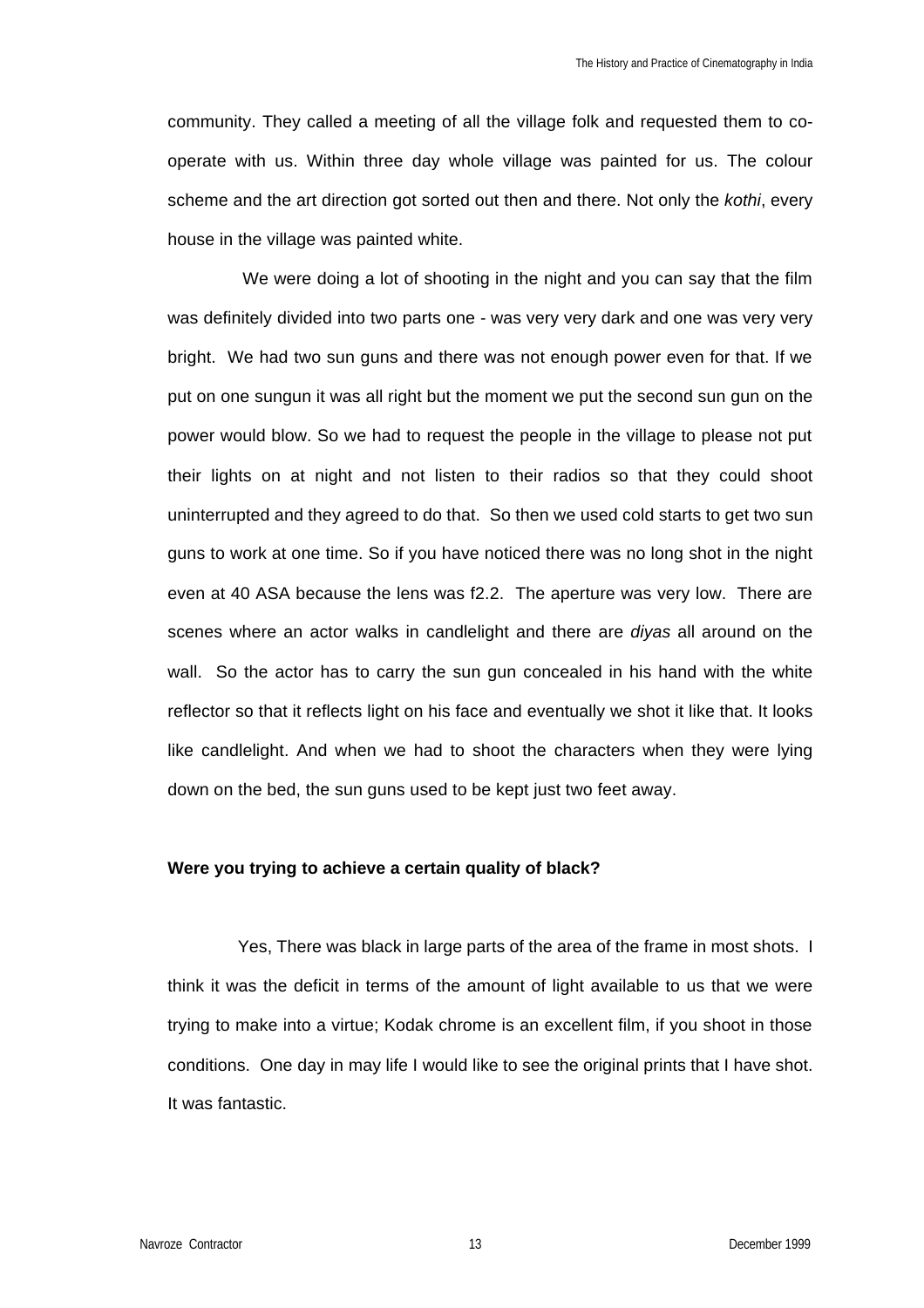community. They called a meeting of all the village folk and requested them to co-operate with us. Within three day whole village was painted for us. The colour scheme and the art direction got sorted out then and there. Not only the *kothi*, every house in the village was painted white.

We were doing a lot of shooting in the night and you can say that the film was definitely divided into two parts one - was very very dark and one was very very bright. We had two sun guns and there was not enough power even for that. If we put on one sungun it was all right but the moment we put the second sun gun on the power would blow. So we had to request the people in the village to please not put their lights on at night and not listen to their radios so that they could shoot uninterrupted and they agreed to do that. So then we used cold starts to get two sun guns to work at one time. So if you have noticed there was no long shot in the night even at 40 ASA because the lens was f2.2. The aperture was very low. There are scenes where an actor walks in candlelight and there are *diyas* all around on the wall. So the actor has to carry the sun gun concealed in his hand with the white reflector so that it reflects light on his face and eventually we shot it like that. It looks like candlelight. And when we had to shoot the characters when they were lying down on the bed, the sun guns used to be kept just two feet away.

**Were you trying to achieve a certain quality of black?**

Yes, There was black in large parts of the area of the frame in most shots. I think it was the deficit in terms of the amount of light available to us that we were trying to make into a virtue; Kodak chrome is an excellent film, if you shoot in those conditions. One day in may life I would like to see the original prints that I have shot. It was fantastic.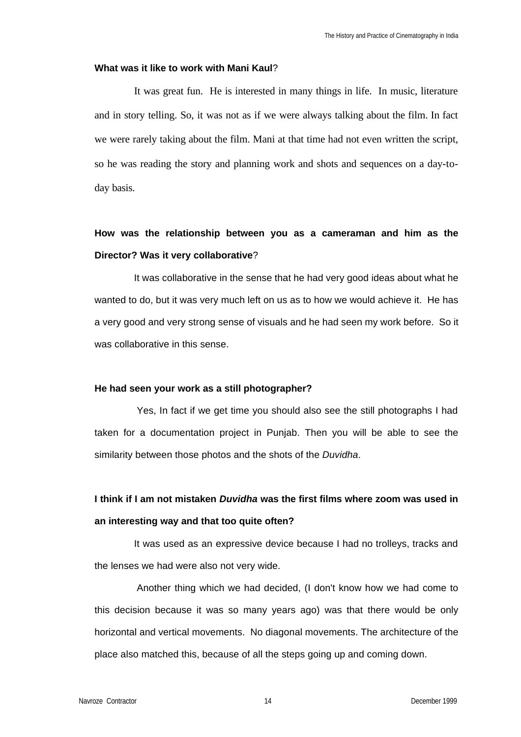**What was it like to work with Mani Kaul**?

It was great fun. He is interested in many things in life. In music, literature and in story telling. So, it was not as if we were always talking about the film. In fact we were rarely taking about the film. Mani at that time had not even written the script, so he was reading the story and planning work and shots and sequences on a day-to-day basis.

**How was the relationship between you as a cameraman and him as the Director? Was it very collaborative**?

It was collaborative in the sense that he had very good ideas about what he wanted to do, but it was very much left on us as to how we would achieve it. He has a very good and very strong sense of visuals and he had seen my work before. So it was collaborative in this sense.

**He had seen your work as a still photographer?**

Yes, In fact if we get time you should also see the still photographs I had taken for a documentation project in Punjab. Then you will be able to see the similarity between those photos and the shots of the *Duvidha*.

**I think if I am not mistaken *Duvidha* was the first films where zoom was used in an interesting way and that too quite often?**

It was used as an expressive device because I had no trolleys, tracks and the lenses we had were also not very wide.

Another thing which we had decided, (I don't know how we had come to this decision because it was so many years ago) was that there would be only horizontal and vertical movements. No diagonal movements. The architecture of the place also matched this, because of all the steps going up and coming down.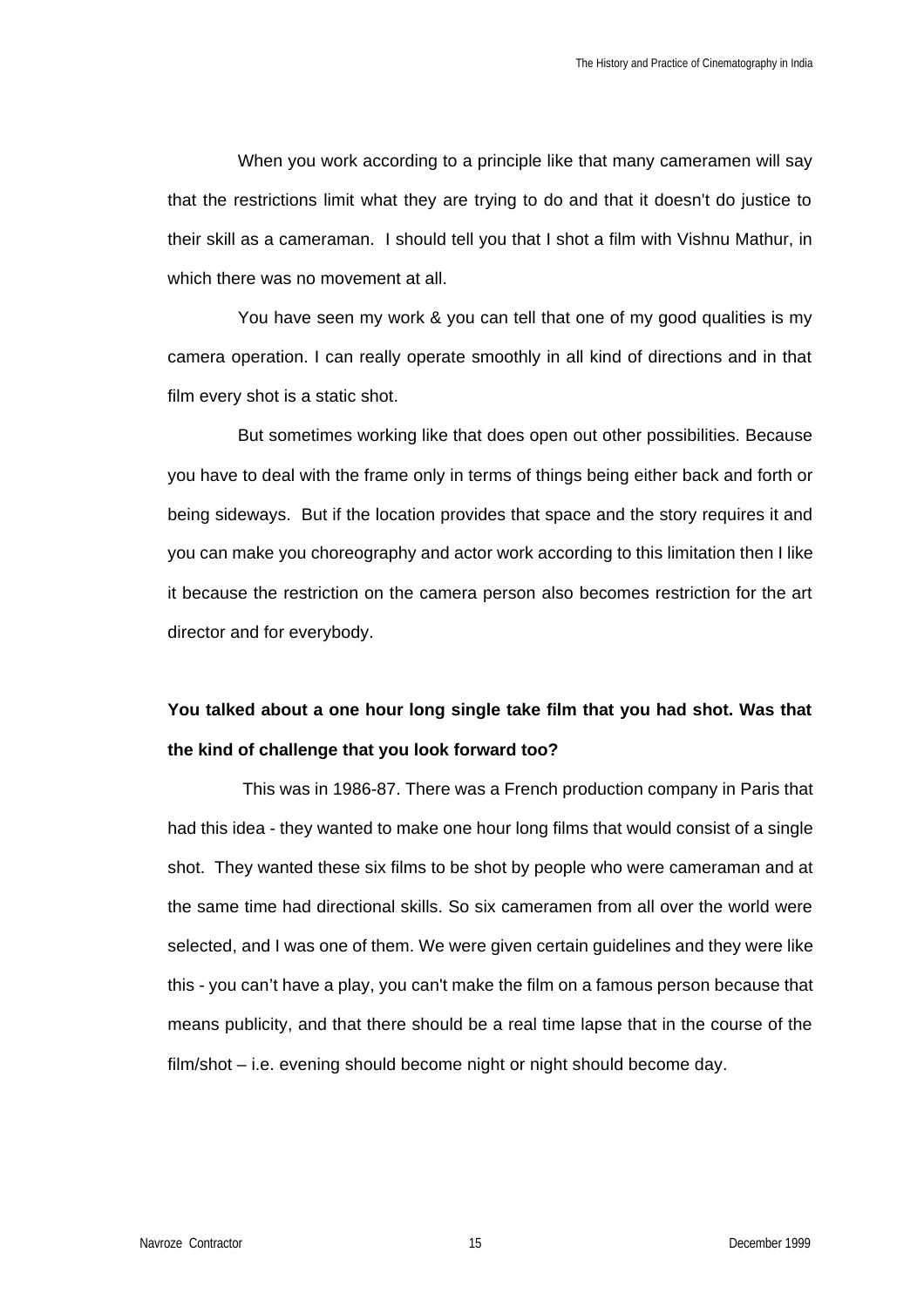When you work according to a principle like that many cameramen will say that the restrictions limit what they are trying to do and that it doesn't do justice to their skill as a cameraman. I should tell you that I shot a film with Vishnu Mathur, in which there was no movement at all.

You have seen my work & you can tell that one of my good qualities is my camera operation. I can really operate smoothly in all kind of directions and in that film every shot is a static shot.

But sometimes working like that does open out other possibilities. Because you have to deal with the frame only in terms of things being either back and forth or being sideways. But if the location provides that space and the story requires it and you can make you choreography and actor work according to this limitation then I like it because the restriction on the camera person also becomes restriction for the art director and for everybody.

**You talked about a one hour long single take film that you had shot. Was that the kind of challenge that you look forward too?**

This was in 1986-87. There was a French production company in Paris that had this idea - they wanted to make one hour long films that would consist of a single shot. They wanted these six films to be shot by people who were cameraman and at the same time had directional skills. So six cameramen from all over the world were selected, and I was one of them. We were given certain guidelines and they were like this - you can’t have a play, you can't make the film on a famous person because that means publicity, and that there should be a real time lapse that in the course of the film/shot – i.e. evening should become night or night should become day.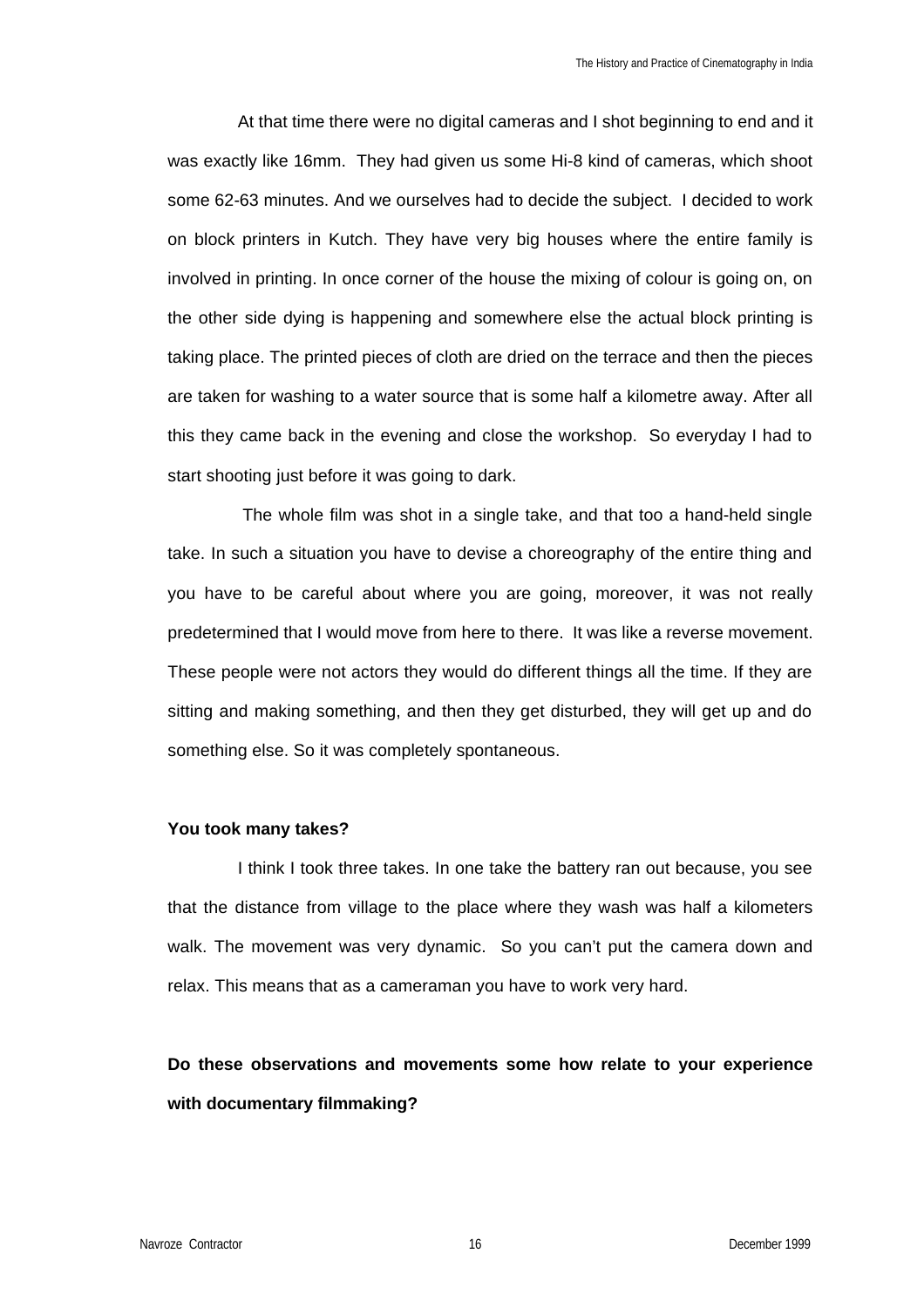At that time there were no digital cameras and I shot beginning to end and it was exactly like 16mm. They had given us some Hi-8 kind of cameras, which shoot some 62-63 minutes. And we ourselves had to decide the subject. I decided to work on block printers in Kutch. They have very big houses where the entire family is involved in printing. In once corner of the house the mixing of colour is going on, on the other side dying is happening and somewhere else the actual block printing is taking place. The printed pieces of cloth are dried on the terrace and then the pieces are taken for washing to a water source that is some half a kilometre away. After all this they came back in the evening and close the workshop. So everyday I had to start shooting just before it was going to dark.

The whole film was shot in a single take, and that too a hand-held single take. In such a situation you have to devise a choreography of the entire thing and you have to be careful about where you are going, moreover, it was not really predetermined that I would move from here to there. It was like a reverse movement. These people were not actors they would do different things all the time. If they are sitting and making something, and then they get disturbed, they will get up and do something else. So it was completely spontaneous.

**You took many takes?**

I think I took three takes. In one take the battery ran out because, you see that the distance from village to the place where they wash was half a kilometers walk. The movement was very dynamic. So you can't put the camera down and relax. This means that as a cameraman you have to work very hard.

**Do these observations and movements some how relate to your experience with documentary filmmaking?**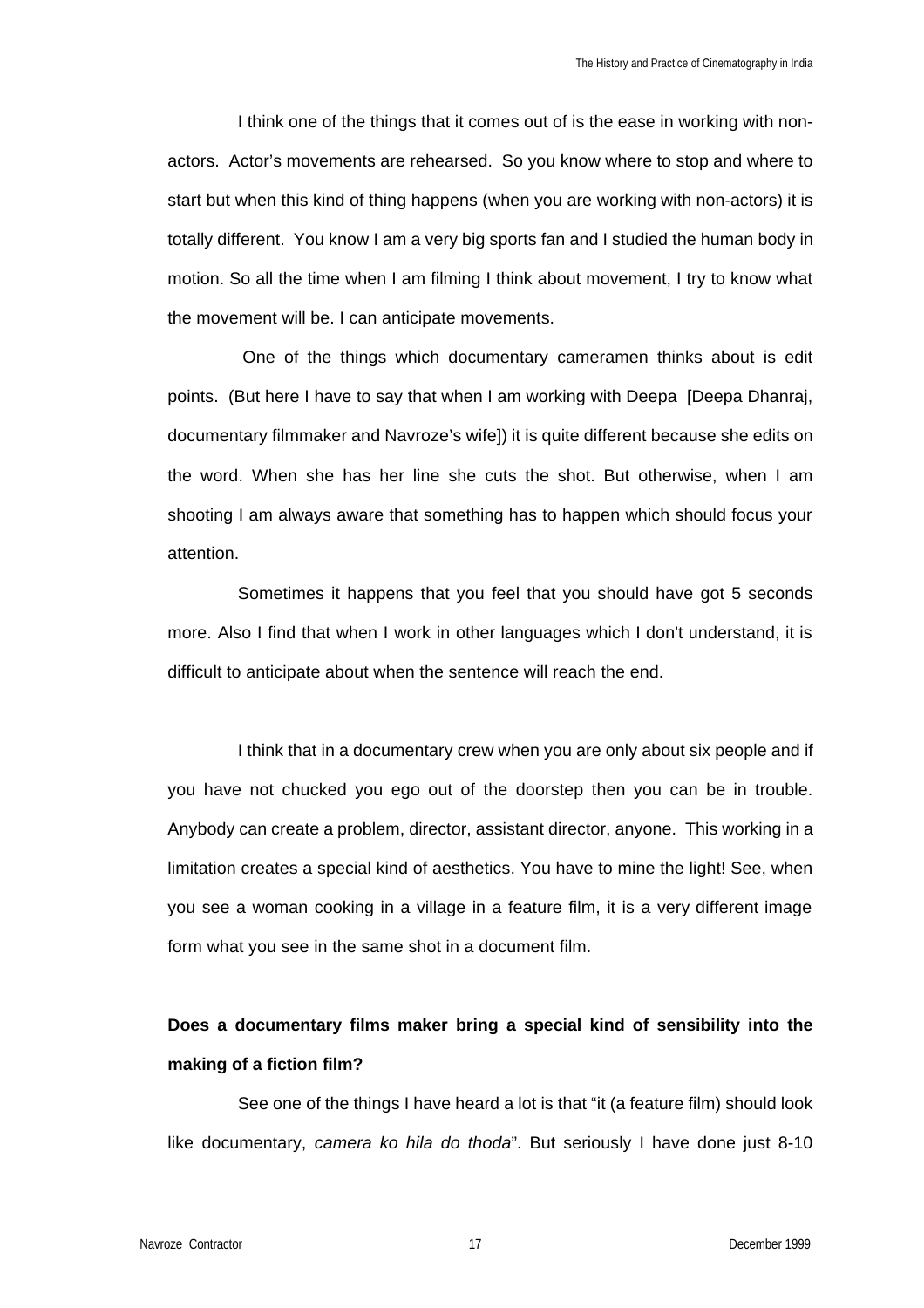I think one of the things that it comes out of is the ease in working with non-actors. Actor's movements are rehearsed. So you know where to stop and where to start but when this kind of thing happens (when you are working with non-actors) it is totally different. You know I am a very big sports fan and I studied the human body in motion. So all the time when I am filming I think about movement, I try to know what the movement will be. I can anticipate movements.

One of the things which documentary cameramen thinks about is edit points. (But here I have to say that when I am working with Deepa [Deepa Dhanraj, documentary filmmaker and Navroze's wife]) it is quite different because she edits on the word. When she has her line she cuts the shot. But otherwise, when I am shooting I am always aware that something has to happen which should focus your attention.

Sometimes it happens that you feel that you should have got 5 seconds more. Also I find that when I work in other languages which I don't understand, it is difficult to anticipate about when the sentence will reach the end.

I think that in a documentary crew when you are only about six people and if you have not chucked you ego out of the doorstep then you can be in trouble. Anybody can create a problem, director, assistant director, anyone. This working in a limitation creates a special kind of aesthetics. You have to mine the light! See, when you see a woman cooking in a village in a feature film, it is a very different image form what you see in the same shot in a document film.

**Does a documentary films maker bring a special kind of sensibility into the making of a fiction film?**

See one of the things I have heard a lot is that "it (a feature film) should look like documentary, *camera ko hila do thoda*". But seriously I have done just 8-10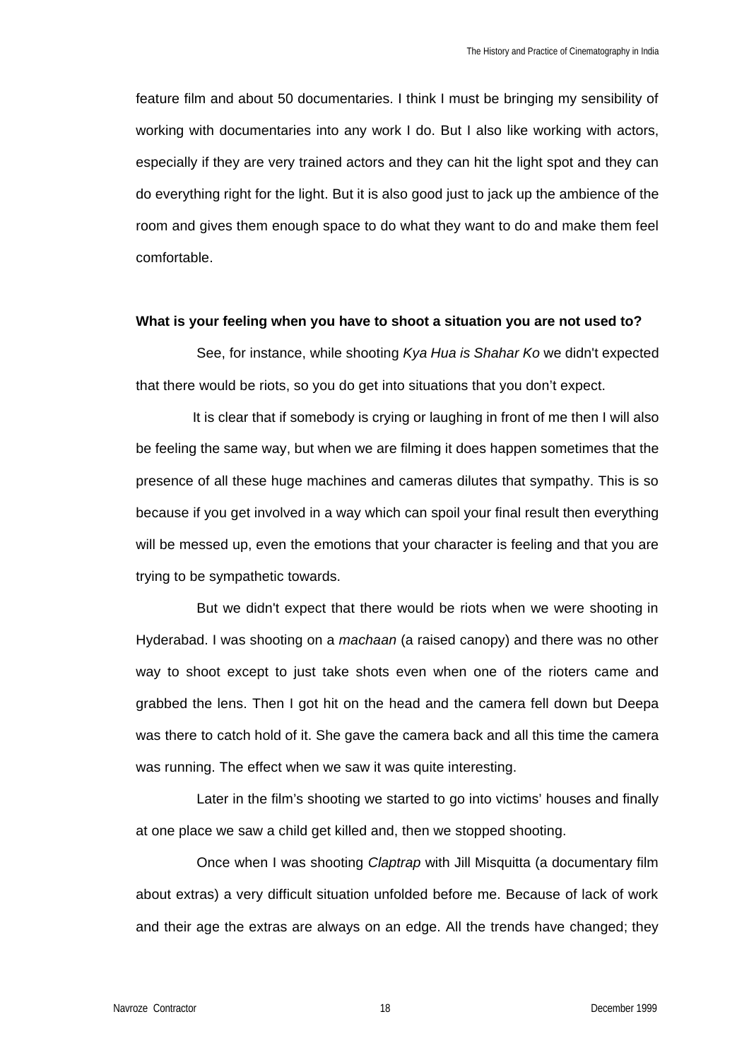feature film and about 50 documentaries. I think I must be bringing my sensibility of working with documentaries into any work I do. But I also like working with actors, especially if they are very trained actors and they can hit the light spot and they can do everything right for the light. But it is also good just to jack up the ambience of the room and gives them enough space to do what they want to do and make them feel comfortable.

**What is your feeling when you have to shoot a situation you are not used to?**

See, for instance, while shooting *Kya Hua is Shahar Ko* we didn't expected that there would be riots, so you do get into situations that you don't expect.

It is clear that if somebody is crying or laughing in front of me then I will also be feeling the same way, but when we are filming it does happen sometimes that the presence of all these huge machines and cameras dilutes that sympathy. This is so because if you get involved in a way which can spoil your final result then everything will be messed up, even the emotions that your character is feeling and that you are trying to be sympathetic towards.

But we didn't expect that there would be riots when we were shooting in Hyderabad. I was shooting on a *machaan* (a raised canopy) and there was no other way to shoot except to just take shots even when one of the rioters came and grabbed the lens. Then I got hit on the head and the camera fell down but Deepa was there to catch hold of it. She gave the camera back and all this time the camera was running. The effect when we saw it was quite interesting.

Later in the film's shooting we started to go into victims' houses and finally at one place we saw a child get killed and, then we stopped shooting.

Once when I was shooting *Claptrap* with Jill Misquitta (a documentary film about extras) a very difficult situation unfolded before me. Because of lack of work and their age the extras are always on an edge. All the trends have changed; they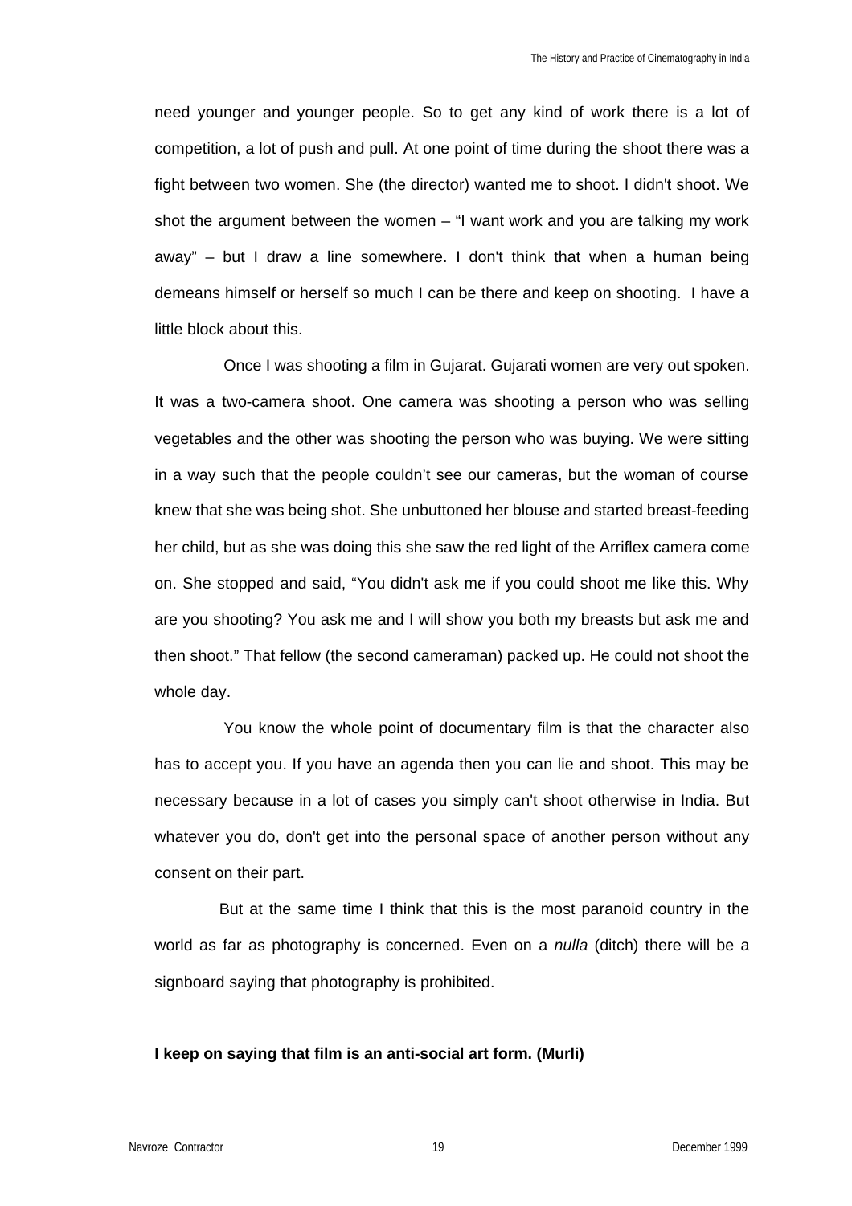need younger and younger people. So to get any kind of work there is a lot of competition, a lot of push and pull. At one point of time during the shoot there was a fight between two women. She (the director) wanted me to shoot. I didn't shoot. We shot the argument between the women – "I want work and you are talking my work away" – but I draw a line somewhere. I don't think that when a human being demeans himself or herself so much I can be there and keep on shooting. I have a little block about this.

Once I was shooting a film in Gujarat. Gujarati women are very out spoken. It was a two-camera shoot. One camera was shooting a person who was selling vegetables and the other was shooting the person who was buying. We were sitting in a way such that the people couldn't see our cameras, but the woman of course knew that she was being shot. She unbuttoned her blouse and started breast-feeding her child, but as she was doing this she saw the red light of the Arriflex camera come on. She stopped and said, "You didn't ask me if you could shoot me like this. Why are you shooting? You ask me and I will show you both my breasts but ask me and then shoot." That fellow (the second cameraman) packed up. He could not shoot the whole day.

You know the whole point of documentary film is that the character also has to accept you. If you have an agenda then you can lie and shoot. This may be necessary because in a lot of cases you simply can't shoot otherwise in India. But whatever you do, don't get into the personal space of another person without any consent on their part.

But at the same time I think that this is the most paranoid country in the world as far as photography is concerned. Even on a *nulla* (ditch) there will be a signboard saying that photography is prohibited.

**I keep on saying that film is an anti-social art form. (Murli)**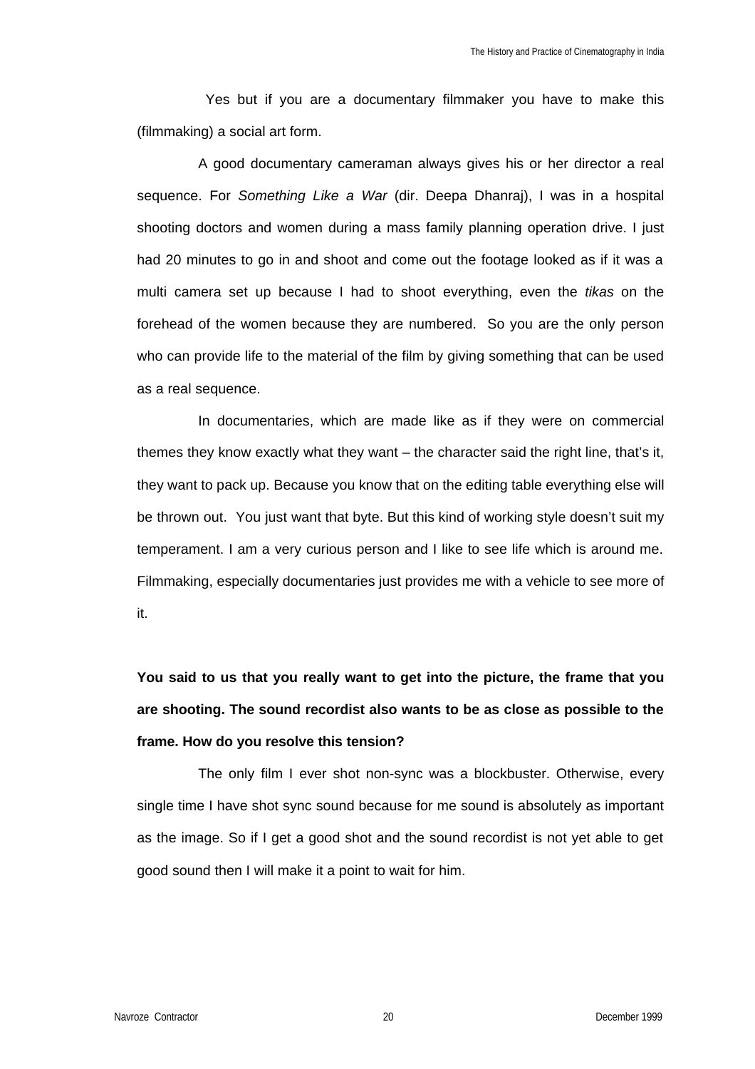Yes but if you are a documentary filmmaker you have to make this (filmmaking) a social art form.

A good documentary cameraman always gives his or her director a real sequence. For *Something Like a War* (dir. Deepa Dhanraj), I was in a hospital shooting doctors and women during a mass family planning operation drive. I just had 20 minutes to go in and shoot and come out the footage looked as if it was a multi camera set up because I had to shoot everything, even the *tikas* on the forehead of the women because they are numbered. So you are the only person who can provide life to the material of the film by giving something that can be used as a real sequence.

In documentaries, which are made like as if they were on commercial themes they know exactly what they want – the character said the right line, that's it, they want to pack up. Because you know that on the editing table everything else will be thrown out. You just want that byte. But this kind of working style doesn't suit my temperament. I am a very curious person and I like to see life which is around me. Filmmaking, especially documentaries just provides me with a vehicle to see more of it.

**You said to us that you really want to get into the picture, the frame that you are shooting. The sound recordist also wants to be as close as possible to the frame. How do you resolve this tension?**

The only film I ever shot non-sync was a blockbuster. Otherwise, every single time I have shot sync sound because for me sound is absolutely as important as the image. So if I get a good shot and the sound recordist is not yet able to get good sound then I will make it a point to wait for him.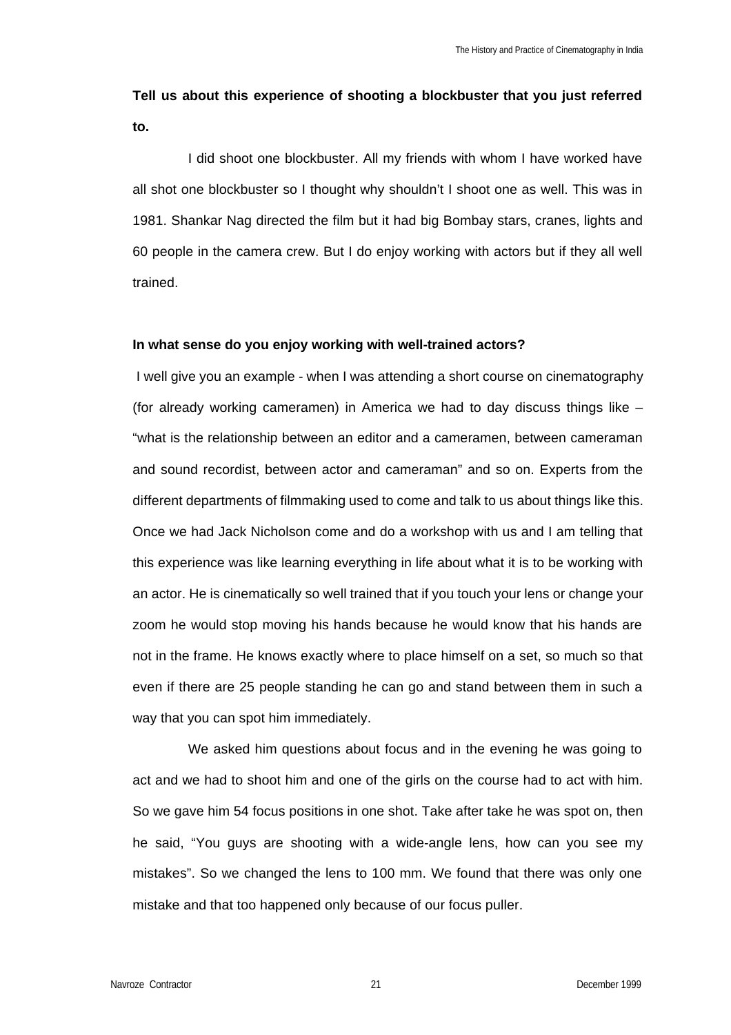**Tell us about this experience of shooting a blockbuster that you just referred to.**

I did shoot one blockbuster. All my friends with whom I have worked have all shot one blockbuster so I thought why shouldn't I shoot one as well. This was in 1981. Shankar Nag directed the film but it had big Bombay stars, cranes, lights and 60 people in the camera crew. But I do enjoy working with actors but if they all well trained.

**In what sense do you enjoy working with well-trained actors?**

I well give you an example - when I was attending a short course on cinematography (for already working cameramen) in America we had to day discuss things like – "what is the relationship between an editor and a cameramen, between cameraman and sound recordist, between actor and cameraman" and so on. Experts from the different departments of filmmaking used to come and talk to us about things like this. Once we had Jack Nicholson come and do a workshop with us and I am telling that this experience was like learning everything in life about what it is to be working with an actor. He is cinematically so well trained that if you touch your lens or change your zoom he would stop moving his hands because he would know that his hands are not in the frame. He knows exactly where to place himself on a set, so much so that even if there are 25 people standing he can go and stand between them in such a way that you can spot him immediately.

We asked him questions about focus and in the evening he was going to act and we had to shoot him and one of the girls on the course had to act with him. So we gave him 54 focus positions in one shot. Take after take he was spot on, then he said, "You guys are shooting with a wide-angle lens, how can you see my mistakes". So we changed the lens to 100 mm. We found that there was only one mistake and that too happened only because of our focus puller.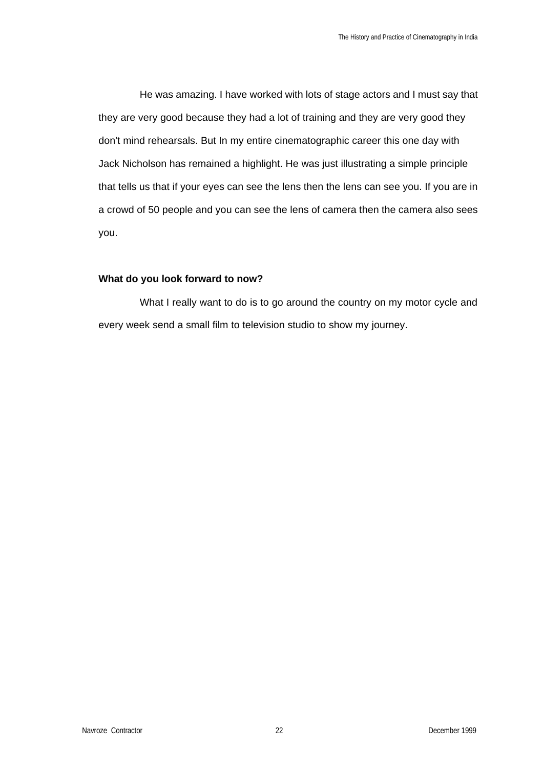He was amazing. I have worked with lots of stage actors and I must say that they are very good because they had a lot of training and they are very good they don't mind rehearsals. But In my entire cinematographic career this one day with Jack Nicholson has remained a highlight. He was just illustrating a simple principle that tells us that if your eyes can see the lens then the lens can see you. If you are in a crowd of 50 people and you can see the lens of camera then the camera also sees you.

**What do you look forward to now?**

What I really want to do is to go around the country on my motor cycle and every week send a small film to television studio to show my journey.